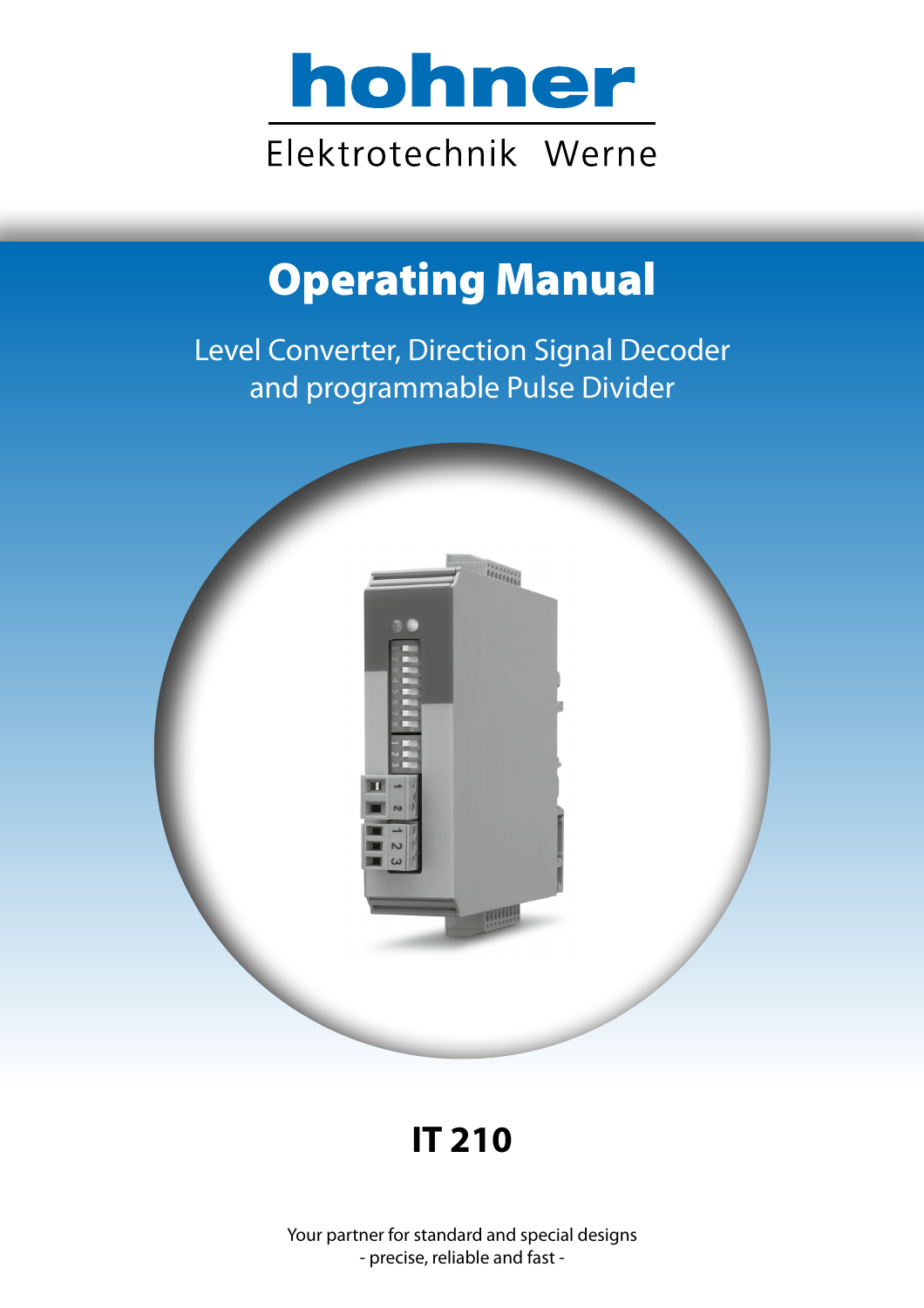# hohner

Elektrotechnik Werne

# Operating Manual

Level Converter, Direction Signal Decoder
and programmable Pulse Divider

## IT 210

Your partner for standard and special designs
- precise, reliable and fast -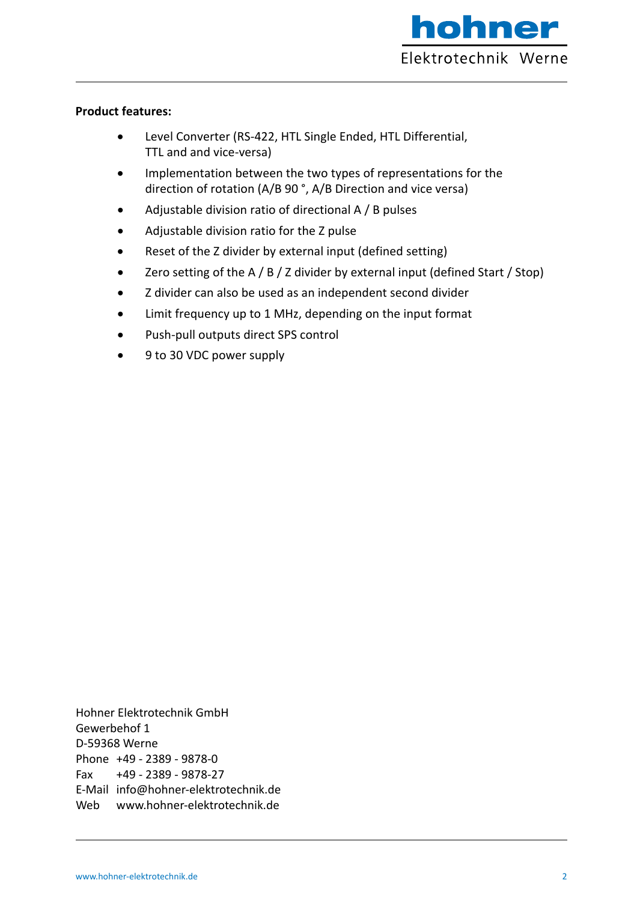**Product features:**

- Level Converter (RS-422, HTL Single Ended, HTL Differential, TTL and and vice-versa)
- Implementation between the two types of representations for the direction of rotation (A/B 90 °, A/B Direction and vice versa)
- Adjustable division ratio of directional A / B pulses
- Adjustable division ratio for the Z pulse
- Reset of the Z divider by external input (defined setting)
- Zero setting of the A / B / Z divider by external input (defined Start / Stop)
- Z divider can also be used as an independent second divider
- Limit frequency up to 1 MHz, depending on the input format
- Push-pull outputs direct SPS control
- 9 to 30 VDC power supply

Hohner Elektrotechnik GmbH
Gewerbehof 1
D-59368 Werne
Phone +49 - 2389 - 9878-0
Fax +49 - 2389 - 9878-27
E-Mail info@hohner-elektrotechnik.de
Web www.hohner-elektrotechnik.de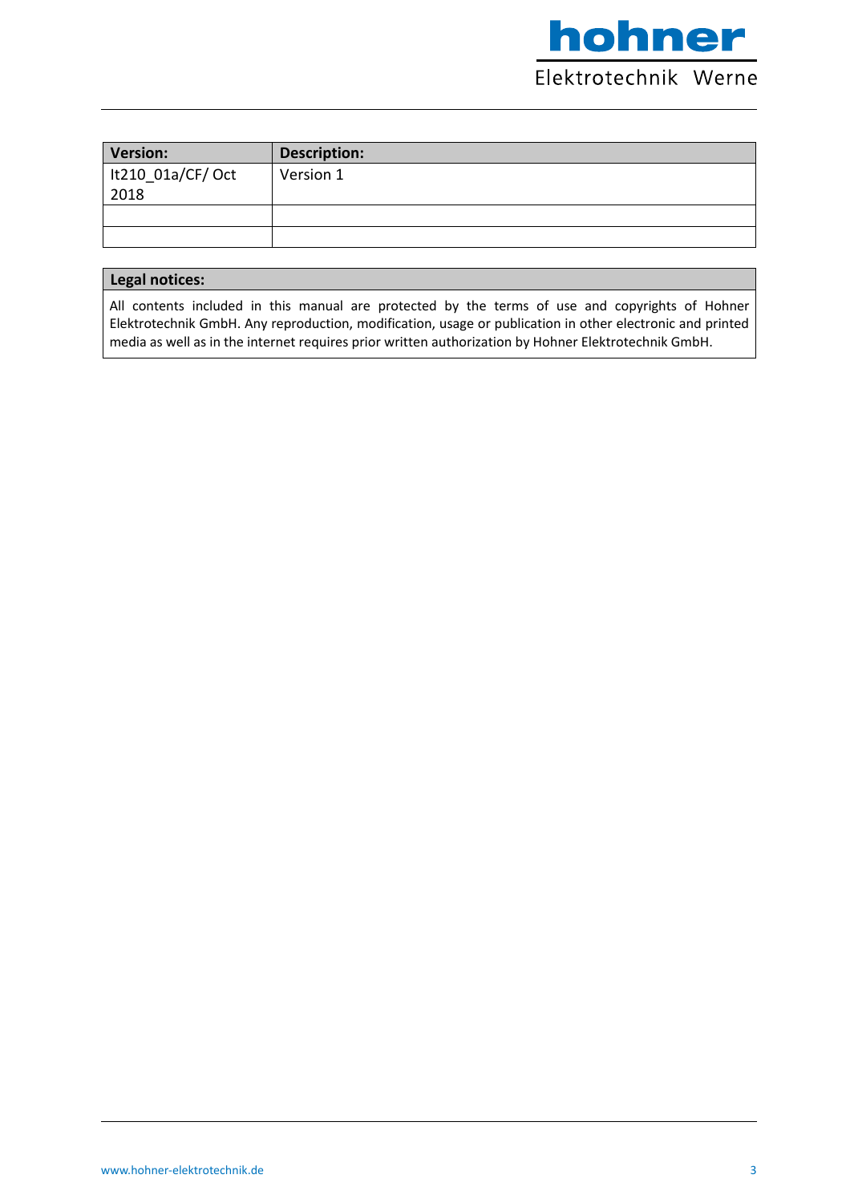| Version: | Description: |
|---|---|
| lt210_01a/CF/ Oct 2018 | Version 1 |
| | |
| | |

| Legal notices: |
|---|
| All contents included in this manual are protected by the terms of use and copyrights of Hohner Elektrotechnik GmbH. Any reproduction, modification, usage or publication in other electronic and printed media as well as in the internet requires prior written authorization by Hohner Elektrotechnik GmbH. |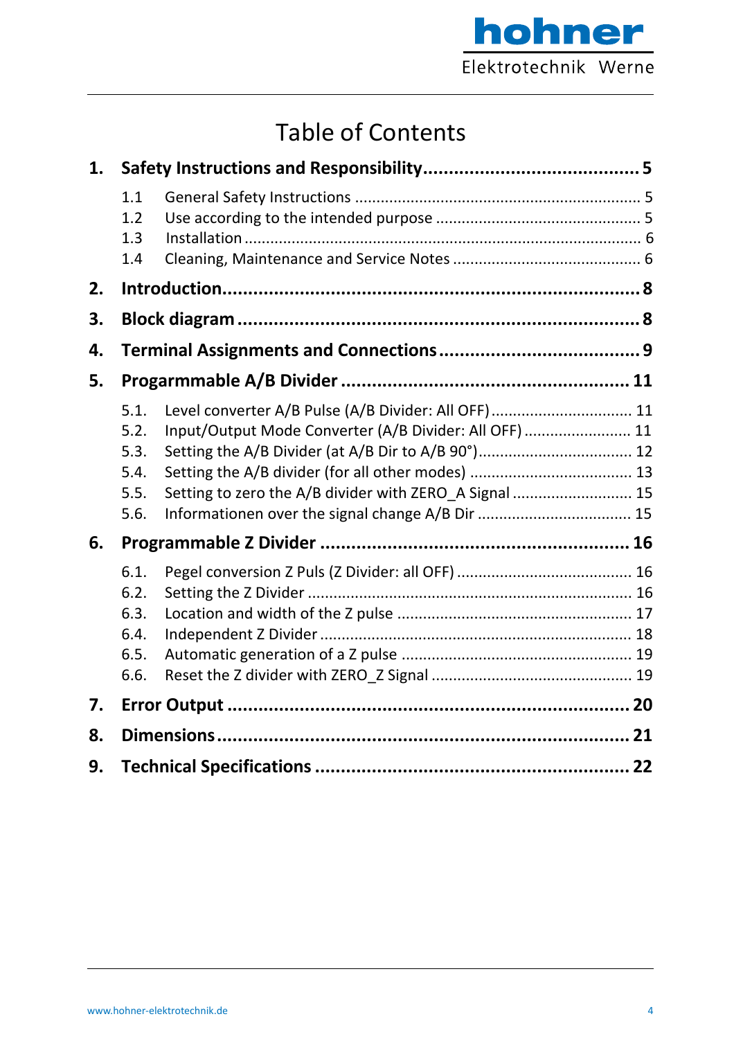# Table of Contents

**1. Safety Instructions and Responsibility ........................................ 5**

- 1.1 General Safety Instructions ........................................ 5
- 1.2 Use according to the intended purpose ........................................ 5
- 1.3 Installation ........................................ 6
- 1.4 Cleaning, Maintenance and Service Notes ........................................ 6

**2. Introduction ........................................ 8**

**3. Block diagram ........................................ 8**

**4. Terminal Assignments and Connections ........................................ 9**

**5. Progarmmable A/B Divider ........................................ 11**

- 5.1. Level converter A/B Pulse (A/B Divider: All OFF) ........................................ 11
- 5.2. Input/Output Mode Converter (A/B Divider: All OFF) ........................................ 11
- 5.3. Setting the A/B Divider (at A/B Dir to A/B 90°) ........................................ 12
- 5.4. Setting the A/B divider (for all other modes) ........................................ 13
- 5.5. Setting to zero the A/B divider with ZERO_A Signal ........................................ 15
- 5.6. Informationen over the signal change A/B Dir ........................................ 15

**6. Programmable Z Divider ........................................ 16**

- 6.1. Pegel conversion Z Puls (Z Divider: all OFF) ........................................ 16
- 6.2. Setting the Z Divider ........................................ 16
- 6.3. Location and width of the Z pulse ........................................ 17
- 6.4. Independent Z Divider ........................................ 18
- 6.5. Automatic generation of a Z pulse ........................................ 19
- 6.6. Reset the Z divider with ZERO_Z Signal ........................................ 19

**7. Error Output ........................................ 20**

**8. Dimensions ........................................ 21**

**9. Technical Specifications ........................................ 22**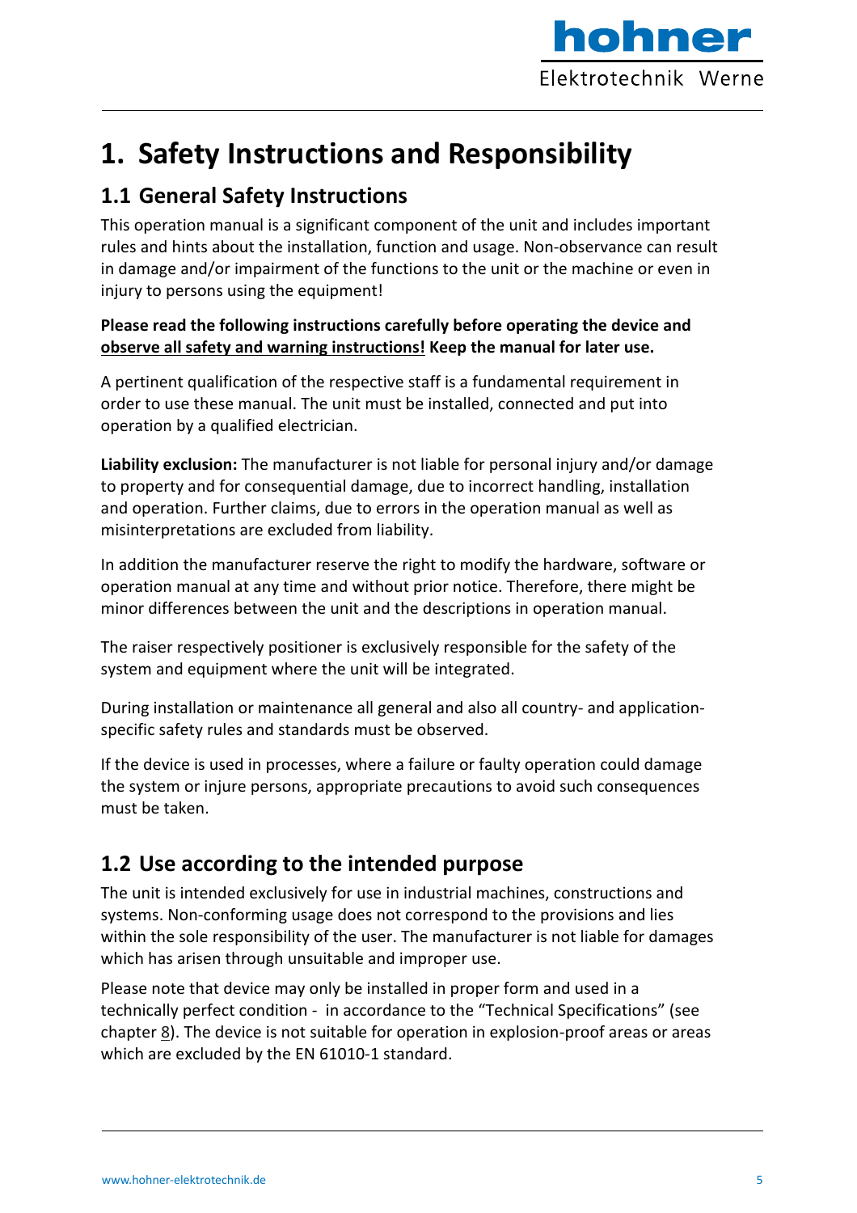# 1. Safety Instructions and Responsibility

## 1.1 General Safety Instructions

This operation manual is a significant component of the unit and includes important rules and hints about the installation, function and usage. Non-observance can result in damage and/or impairment of the functions to the unit or the machine or even in injury to persons using the equipment!

**Please read the following instructions carefully before operating the device and observe all safety and warning instructions! Keep the manual for later use.**

A pertinent qualification of the respective staff is a fundamental requirement in order to use these manual. The unit must be installed, connected and put into operation by a qualified electrician.

**Liability exclusion:** The manufacturer is not liable for personal injury and/or damage to property and for consequential damage, due to incorrect handling, installation and operation. Further claims, due to errors in the operation manual as well as misinterpretations are excluded from liability.

In addition the manufacturer reserve the right to modify the hardware, software or operation manual at any time and without prior notice. Therefore, there might be minor differences between the unit and the descriptions in operation manual.

The raiser respectively positioner is exclusively responsible for the safety of the system and equipment where the unit will be integrated.

During installation or maintenance all general and also all country- and application-specific safety rules and standards must be observed.

If the device is used in processes, where a failure or faulty operation could damage the system or injure persons, appropriate precautions to avoid such consequences must be taken.

## 1.2 Use according to the intended purpose

The unit is intended exclusively for use in industrial machines, constructions and systems. Non-conforming usage does not correspond to the provisions and lies within the sole responsibility of the user. The manufacturer is not liable for damages which has arisen through unsuitable and improper use.

Please note that device may only be installed in proper form and used in a technically perfect condition - in accordance to the "Technical Specifications" (see chapter 8). The device is not suitable for operation in explosion-proof areas or areas which are excluded by the EN 61010-1 standard.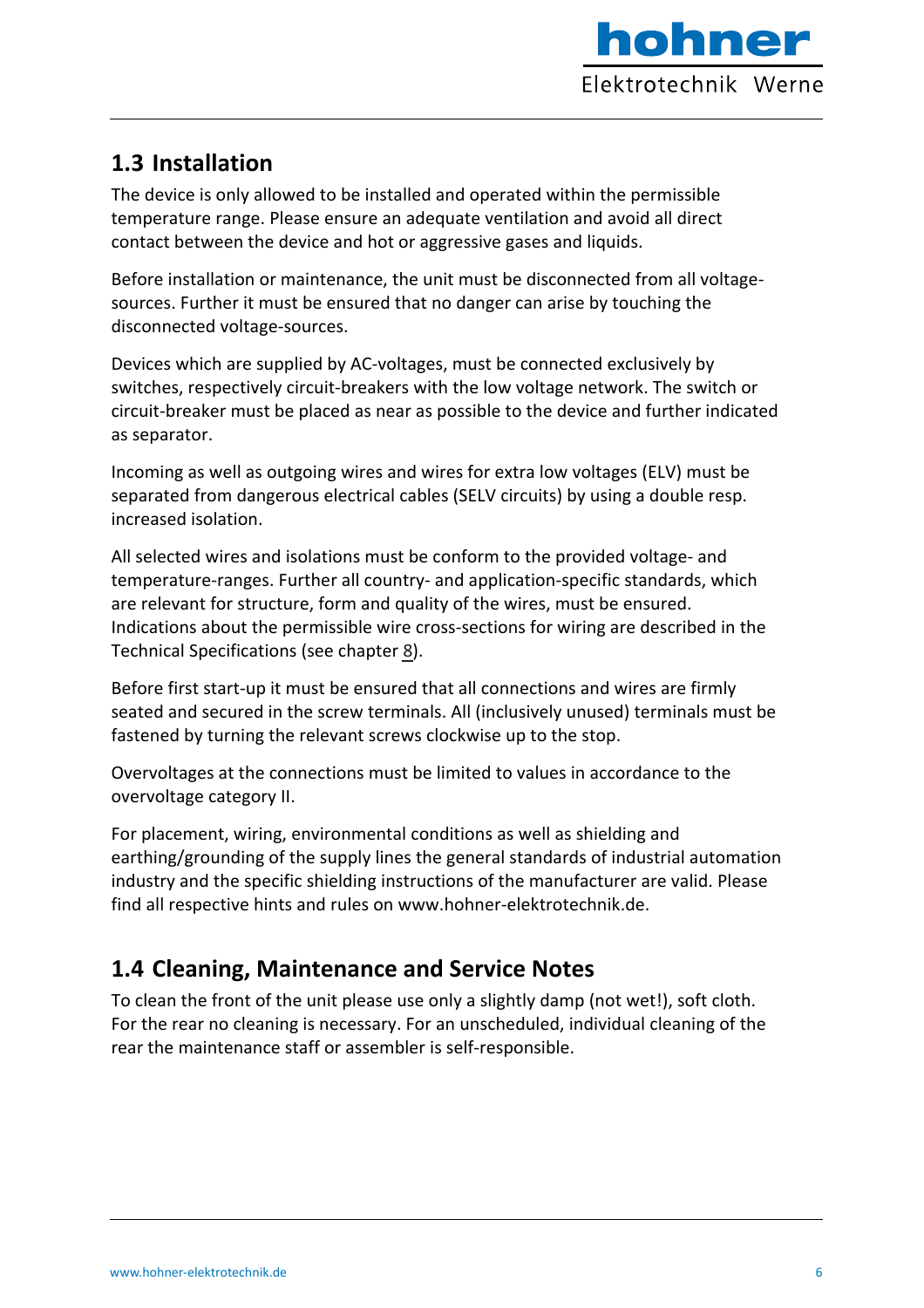## 1.3 Installation

The device is only allowed to be installed and operated within the permissible temperature range. Please ensure an adequate ventilation and avoid all direct contact between the device and hot or aggressive gases and liquids.

Before installation or maintenance, the unit must be disconnected from all voltage-sources. Further it must be ensured that no danger can arise by touching the disconnected voltage-sources.

Devices which are supplied by AC-voltages, must be connected exclusively by switches, respectively circuit-breakers with the low voltage network. The switch or circuit-breaker must be placed as near as possible to the device and further indicated as separator.

Incoming as well as outgoing wires and wires for extra low voltages (ELV) must be separated from dangerous electrical cables (SELV circuits) by using a double resp. increased isolation.

All selected wires and isolations must be conform to the provided voltage- and temperature-ranges. Further all country- and application-specific standards, which are relevant for structure, form and quality of the wires, must be ensured. Indications about the permissible wire cross-sections for wiring are described in the Technical Specifications (see chapter 8).

Before first start-up it must be ensured that all connections and wires are firmly seated and secured in the screw terminals. All (inclusively unused) terminals must be fastened by turning the relevant screws clockwise up to the stop.

Overvoltages at the connections must be limited to values in accordance to the overvoltage category II.

For placement, wiring, environmental conditions as well as shielding and earthing/grounding of the supply lines the general standards of industrial automation industry and the specific shielding instructions of the manufacturer are valid. Please find all respective hints and rules on www.hohner-elektrotechnik.de.

## 1.4 Cleaning, Maintenance and Service Notes

To clean the front of the unit please use only a slightly damp (not wet!), soft cloth. For the rear no cleaning is necessary. For an unscheduled, individual cleaning of the rear the maintenance staff or assembler is self-responsible.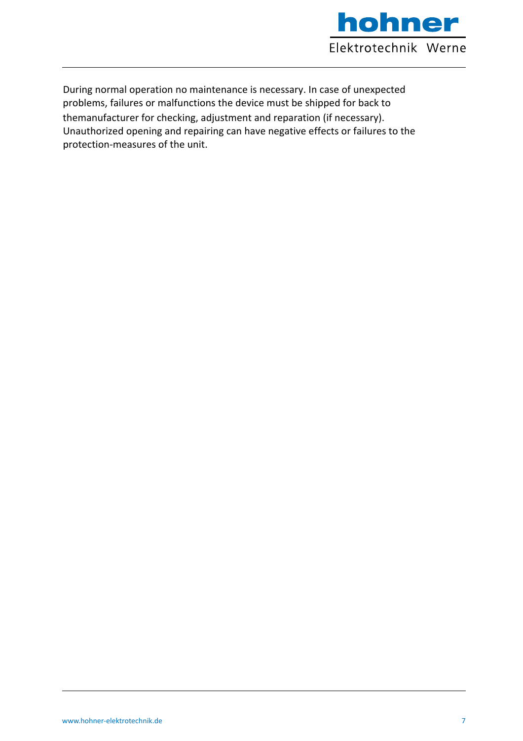During normal operation no maintenance is necessary. In case of unexpected problems, failures or malfunctions the device must be shipped for back to themanufacturer for checking, adjustment and reparation (if necessary). Unauthorized opening and repairing can have negative effects or failures to the protection-measures of the unit.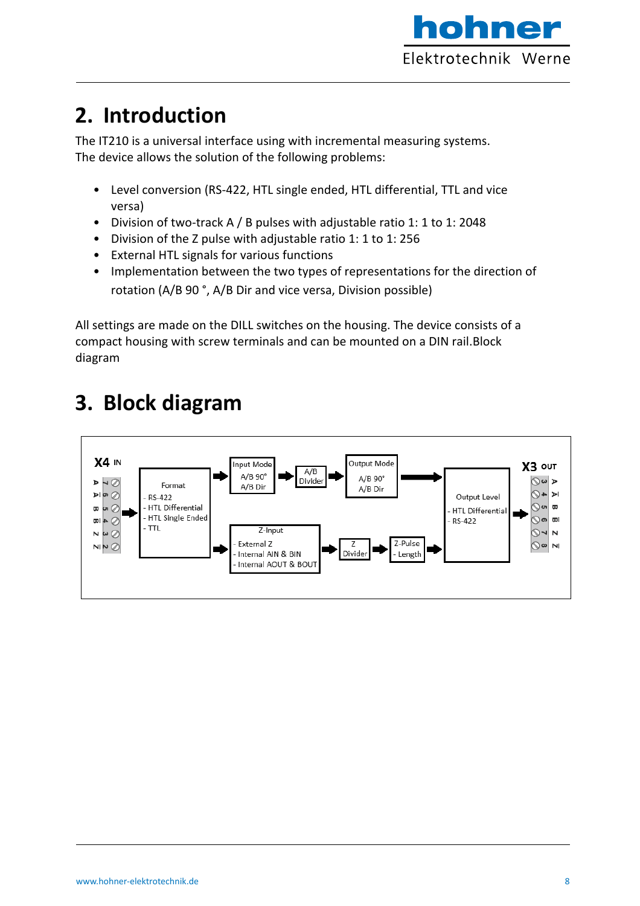# 2. Introduction

The IT210 is a universal interface using with incremental measuring systems.
The device allows the solution of the following problems:

- Level conversion (RS-422, HTL single ended, HTL differential, TTL and vice versa)
- Division of two-track A / B pulses with adjustable ratio 1: 1 to 1: 2048
- Division of the Z pulse with adjustable ratio 1: 1 to 1: 256
- External HTL signals for various functions
- Implementation between the two types of representations for the direction of rotation (A/B 90 °, A/B Dir and vice versa, Division possible)

All settings are made on the DILL switches on the housing. The device consists of a compact housing with screw terminals and can be mounted on a DIN rail.Block diagram

# 3. Block diagram

X4 IN

A 7, Ā 6, B 5, B̄ 4, Z 3, Z̄ 2

Format
- RS-422
- HTL Differential
- HTL Single Ended
- TTL

Input Mode
A/B 90°
A/B Dir

A/B Divider

Output Mode
A/B 90°
A/B Dir

Z-Input
- External Z
- Internal AIN & BIN
- Internal AOUT & BOUT

Z Divider

Z-Pulse
- Length

Output Level
- HTL Differential
- RS-422

X3 OUT

3 A, 4 Ā, 5 B, 6 B̄, 7 Z, 8 Z̄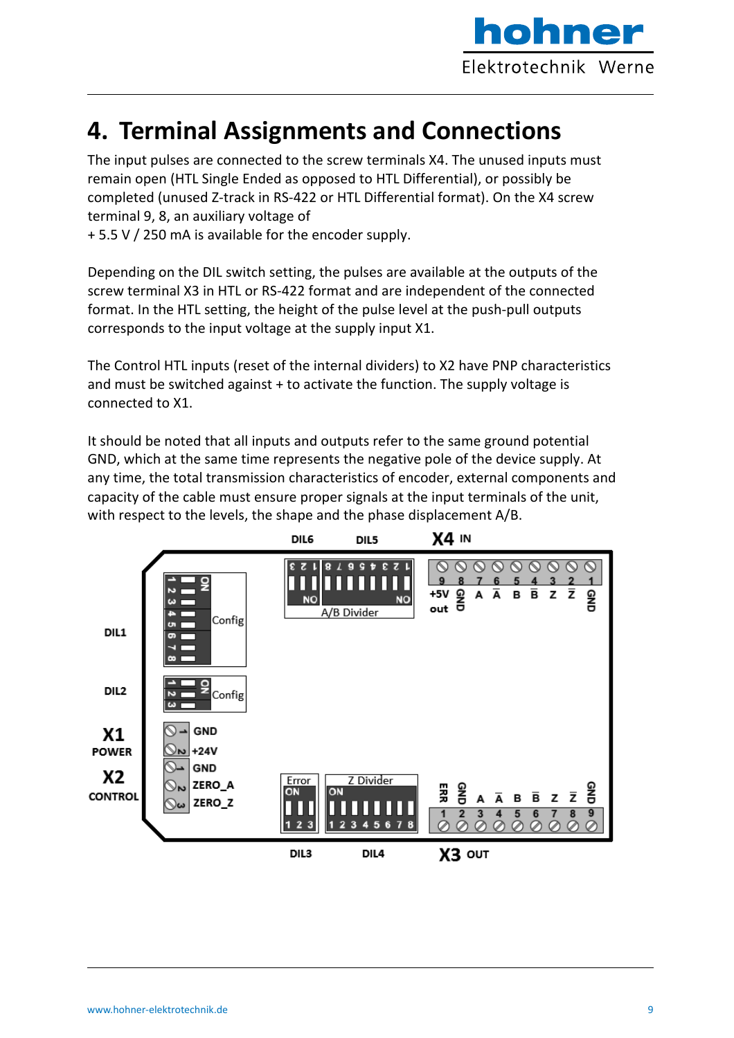# 4. Terminal Assignments and Connections

The input pulses are connected to the screw terminals X4. The unused inputs must remain open (HTL Single Ended as opposed to HTL Differential), or possibly be completed (unused Z-track in RS-422 or HTL Differential format). On the X4 screw terminal 9, 8, an auxiliary voltage of
+ 5.5 V / 250 mA is available for the encoder supply.

Depending on the DIL switch setting, the pulses are available at the outputs of the screw terminal X3 in HTL or RS-422 format and are independent of the connected format. In the HTL setting, the height of the pulse level at the push-pull outputs corresponds to the input voltage at the supply input X1.

The Control HTL inputs (reset of the internal dividers) to X2 have PNP characteristics and must be switched against + to activate the function. The supply voltage is connected to X1.

It should be noted that all inputs and outputs refer to the same ground potential GND, which at the same time represents the negative pole of the device supply. At any time, the total transmission characteristics of encoder, external components and capacity of the cable must ensure proper signals at the input terminals of the unit, with respect to the levels, the shape and the phase displacement A/B.

DIL6 DIL5 **X4** IN

| 9 | 8 | 7 | 6 | 5 | 4 | 3 | 2 | 1 |
|---|---|---|---|---|---|---|---|---|
| +5V out | GND | A | Ā | B | B̄ | Z | Z̄ | GND |

DIL1 – Config (1–8, ON)

DIL2 – Config (1–3, ON)

DIL5/DIL6 – A/B Divider

**X1** POWER

| 1 | GND |
|---|---|
| 2 | +24V |

**X2** CONTROL

| 1 | GND |
|---|---|
| 2 | ZERO_A |
| 3 | ZERO_Z |

DIL3 – Error (ON, 1 2 3)

DIL4 – Z Divider (ON, 1 2 3 4 5 6 7 8)

| 1 | 2 | 3 | 4 | 5 | 6 | 7 | 8 | 9 |
|---|---|---|---|---|---|---|---|---|
| ERR | GND | A | Ā | B | B̄ | Z | Z̄ | GND |

DIL3 DIL4 **X3** OUT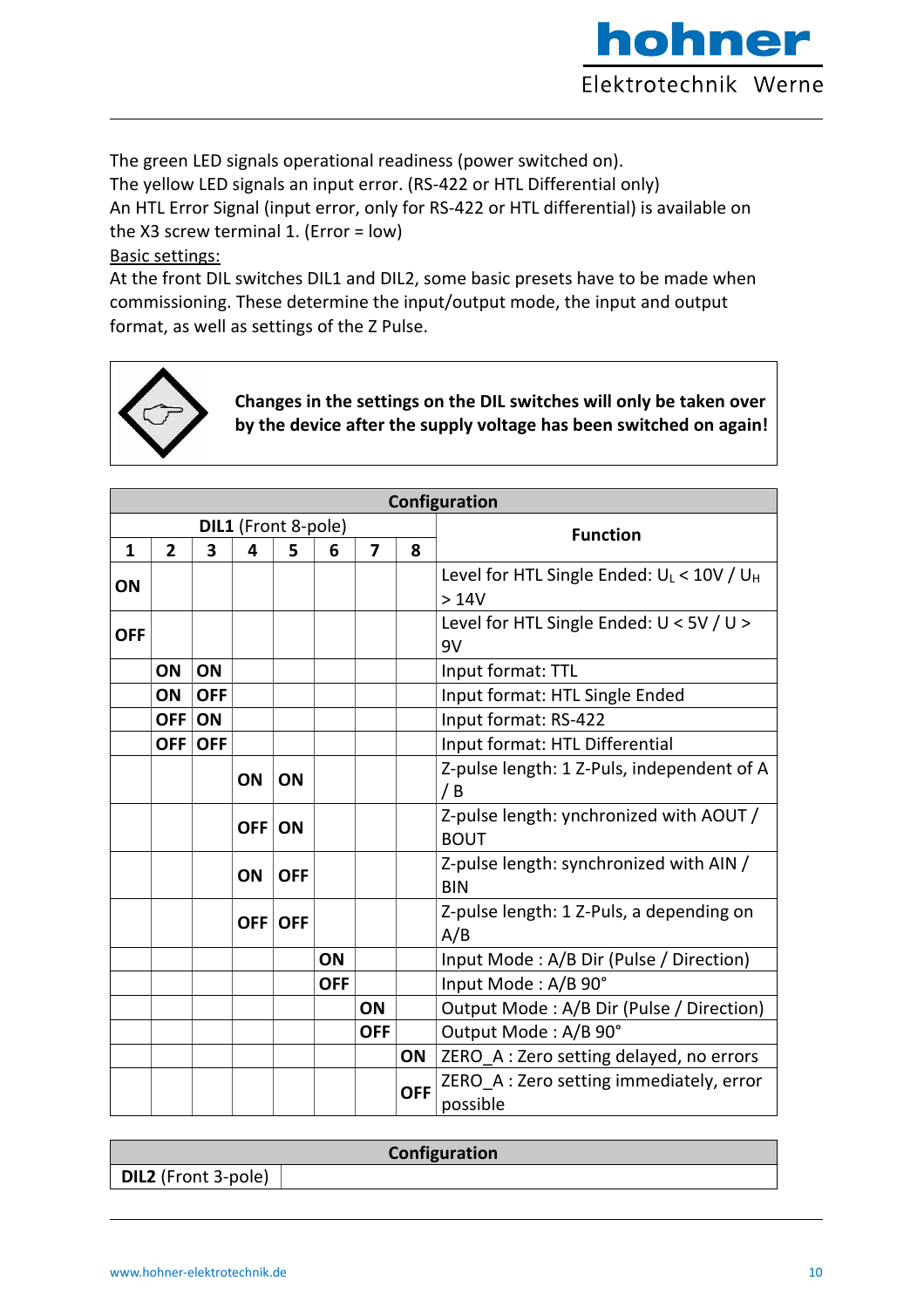The green LED signals operational readiness (power switched on).
The yellow LED signals an input error. (RS-422 or HTL Differential only)
An HTL Error Signal (input error, only for RS-422 or HTL differential) is available on the X3 screw terminal 1. (Error = low)

Basic settings:

At the front DIL switches DIL1 and DIL2, some basic presets have to be made when commissioning. These determine the input/output mode, the input and output format, as well as settings of the Z Pulse.

**Changes in the settings on the DIL switches will only be taken over by the device after the supply voltage has been switched on again!**

| **Configuration** | | | | | | | | |
|---|---|---|---|---|---|---|---|---|
| **DIL1** (Front 8-pole) | | | | | | | | **Function** |
| **1** | **2** | **3** | **4** | **5** | **6** | **7** | **8** | |
| **ON** | | | | | | | | Level for HTL Single Ended: $U_L$ < 10V / $U_H$ > 14V |
| **OFF** | | | | | | | | Level for HTL Single Ended: U < 5V / U > 9V |
| | **ON** | **ON** | | | | | | Input format: TTL |
| | **ON** | **OFF** | | | | | | Input format: HTL Single Ended |
| | **OFF** | **ON** | | | | | | Input format: RS-422 |
| | **OFF** | **OFF** | | | | | | Input format: HTL Differential |
| | | | **ON** | **ON** | | | | Z-pulse length: 1 Z-Puls, independent of A / B |
| | | | **OFF** | **ON** | | | | Z-pulse length: ynchronized with AOUT / BOUT |
| | | | **ON** | **OFF** | | | | Z-pulse length: synchronized with AIN / BIN |
| | | | **OFF** | **OFF** | | | | Z-pulse length: 1 Z-Puls, a depending on A/B |
| | | | | | **ON** | | | Input Mode : A/B Dir (Pulse / Direction) |
| | | | | | **OFF** | | | Input Mode : A/B 90° |
| | | | | | | **ON** | | Output Mode : A/B Dir (Pulse / Direction) |
| | | | | | | **OFF** | | Output Mode : A/B 90° |
| | | | | | | | **ON** | ZERO_A : Zero setting delayed, no errors |
| | | | | | | | **OFF** | ZERO_A : Zero setting immediately, error possible |

| **Configuration** | |
|---|---|
| **DIL2** (Front 3-pole) | |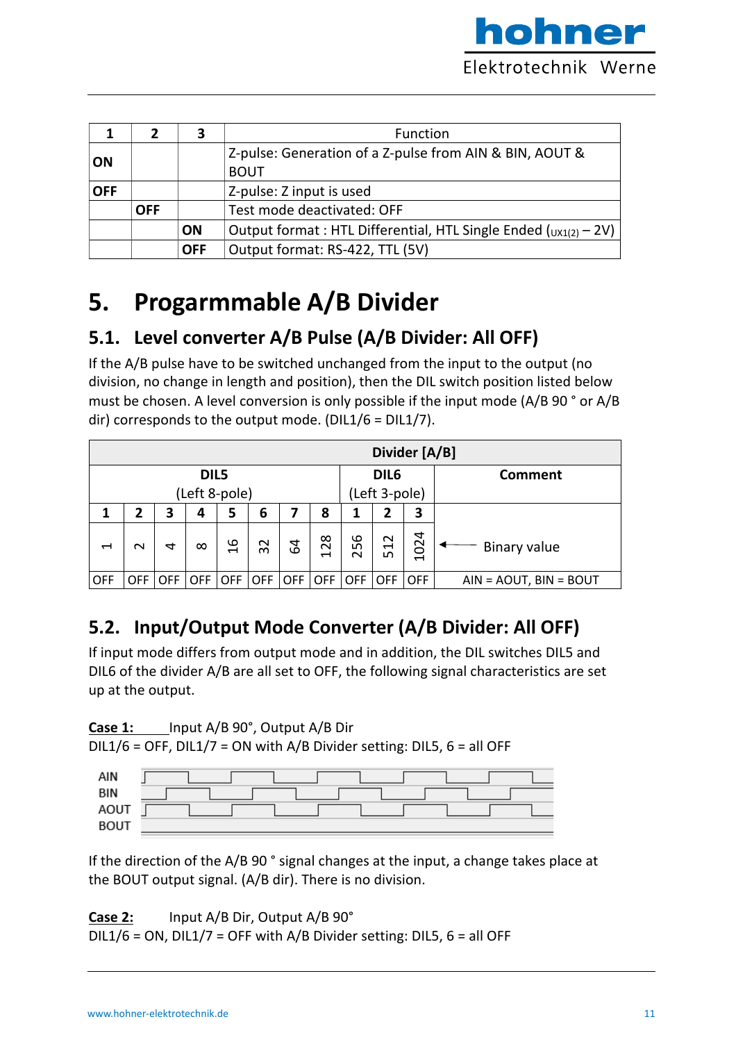| 1 | 2 | 3 | Function |
|---|---|---|---|
| **ON** | | | Z-pulse: Generation of a Z-pulse from AIN & BIN, AOUT & BOUT |
| **OFF** | | | Z-pulse: Z input is used |
| | **OFF** | | Test mode deactivated: OFF |
| | | **ON** | Output format : HTL Differential, HTL Single Ended ($_{UX1(2)}$ – 2V) |
| | | **OFF** | Output format: RS-422, TTL (5V) |

# 5. Progarmmable A/B Divider

## 5.1. Level converter A/B Pulse (A/B Divider: All OFF)

If the A/B pulse have to be switched unchanged from the input to the output (no division, no change in length and position), then the DIL switch position listed below must be chosen. A level conversion is only possible if the input mode (A/B 90 ° or A/B dir) corresponds to the output mode. (DIL1/6 = DIL1/7).

| Divider [A/B] | | | | | | | | | | | |
|---|---|---|---|---|---|---|---|---|---|---|---|
| DIL5 (Left 8-pole) | | | | | | | | DIL6 (Left 3-pole) | | | Comment |
| 1 | 2 | 3 | 4 | 5 | 6 | 7 | 8 | 1 | 2 | 3 | |
| 1 | 2 | 4 | 8 | 16 | 32 | 64 | 128 | 256 | 512 | 1024 | ← Binary value |
| OFF | OFF | OFF | OFF | OFF | OFF | OFF | OFF | OFF | OFF | OFF | AIN = AOUT, BIN = BOUT |

## 5.2. Input/Output Mode Converter (A/B Divider: All OFF)

If input mode differs from output mode and in addition, the DIL switches DIL5 and DIL6 of the divider A/B are all set to OFF, the following signal characteristics are set up at the output.

**Case 1:** Input A/B 90°, Output A/B Dir
DIL1/6 = OFF, DIL1/7 = ON with A/B Divider setting: DIL5, 6 = all OFF

AIN
BIN
AOUT
BOUT

If the direction of the A/B 90 ° signal changes at the input, a change takes place at the BOUT output signal. (A/B dir). There is no division.

**Case 2:** Input A/B Dir, Output A/B 90°
DIL1/6 = ON, DIL1/7 = OFF with A/B Divider setting: DIL5, 6 = all OFF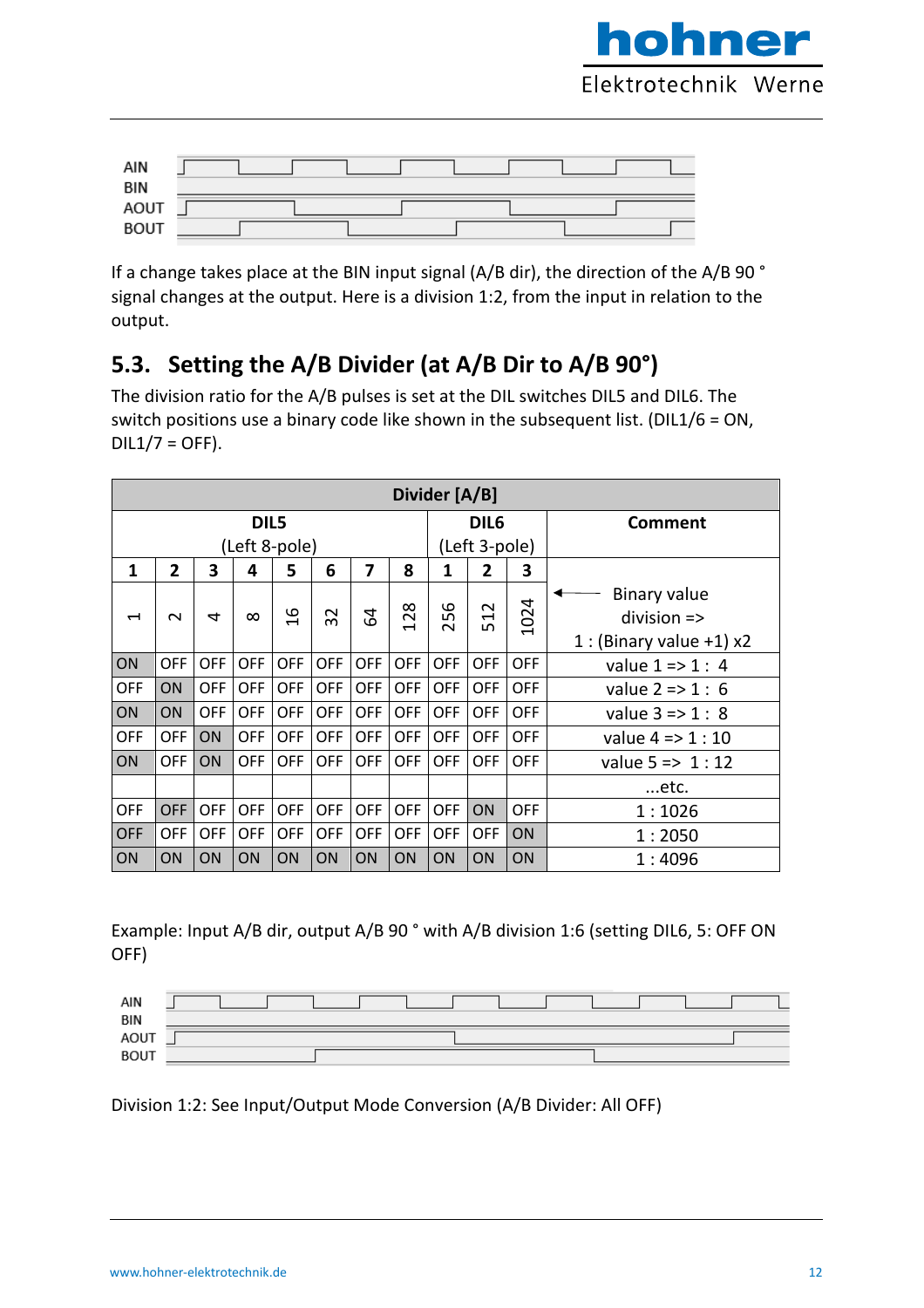AIN
BIN
AOUT
BOUT

If a change takes place at the BIN input signal (A/B dir), the direction of the A/B 90 ° signal changes at the output. Here is a division 1:2, from the input in relation to the output.

## 5.3. Setting the A/B Divider (at A/B Dir to A/B 90°)

The division ratio for the A/B pulses is set at the DIL switches DIL5 and DIL6. The switch positions use a binary code like shown in the subsequent list. (DIL1/6 = ON, DIL1/7 = OFF).

| Divider [A/B] | | | | | | | | | | | |
|---|---|---|---|---|---|---|---|---|---|---|---|
| DIL5 (Left 8-pole) | | | | | | | | DIL6 (Left 3-pole) | | | Comment |
| 1 | 2 | 3 | 4 | 5 | 6 | 7 | 8 | 1 | 2 | 3 | |
| 1 | 2 | 4 | 8 | 16 | 32 | 64 | 128 | 256 | 512 | 1024 | ← Binary value division => 1 : (Binary value +1) x2 |
| ON | OFF | OFF | OFF | OFF | OFF | OFF | OFF | OFF | OFF | OFF | value 1 => 1 : 4 |
| OFF | ON | OFF | OFF | OFF | OFF | OFF | OFF | OFF | OFF | OFF | value 2 => 1 : 6 |
| ON | ON | OFF | OFF | OFF | OFF | OFF | OFF | OFF | OFF | OFF | value 3 => 1 : 8 |
| OFF | OFF | ON | OFF | OFF | OFF | OFF | OFF | OFF | OFF | OFF | value 4 => 1 : 10 |
| ON | OFF | ON | OFF | OFF | OFF | OFF | OFF | OFF | OFF | OFF | value 5 => 1 : 12 |
| | | | | | | | | | | | ...etc. |
| OFF | OFF | OFF | OFF | OFF | OFF | OFF | OFF | OFF | ON | OFF | 1 : 1026 |
| OFF | OFF | OFF | OFF | OFF | OFF | OFF | OFF | OFF | OFF | ON | 1 : 2050 |
| ON | ON | ON | ON | ON | ON | ON | ON | ON | ON | ON | 1 : 4096 |

Example: Input A/B dir, output A/B 90 ° with A/B division 1:6 (setting DIL6, 5: OFF ON OFF)

AIN
BIN
AOUT
BOUT

Division 1:2: See Input/Output Mode Conversion (A/B Divider: All OFF)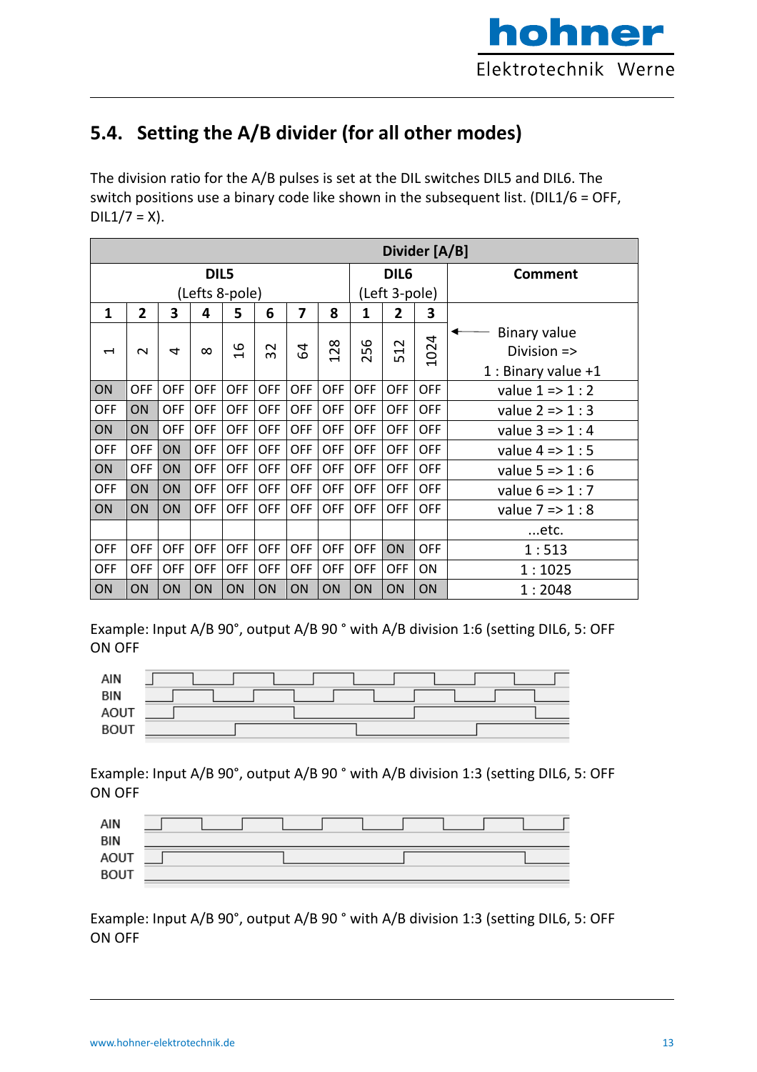## 5.4. Setting the A/B divider (for all other modes)

The division ratio for the A/B pulses is set at the DIL switches DIL5 and DIL6. The switch positions use a binary code like shown in the subsequent list. (DIL1/6 = OFF, DIL1/7 = X).

| Divider [A/B] | | | | | | | | | | | |
|---|---|---|---|---|---|---|---|---|---|---|---|
| DIL5 (Lefts 8-pole) | | | | | | | | DIL6 (Left 3-pole) | | | Comment |
| 1 | 2 | 3 | 4 | 5 | 6 | 7 | 8 | 1 | 2 | 3 | |
| 1 | 2 | 4 | 8 | 16 | 32 | 64 | 128 | 256 | 512 | 1024 | ← Binary value Division => 1 : Binary value +1 |
| ON | OFF | OFF | OFF | OFF | OFF | OFF | OFF | OFF | OFF | OFF | value 1 => 1 : 2 |
| OFF | ON | OFF | OFF | OFF | OFF | OFF | OFF | OFF | OFF | OFF | value 2 => 1 : 3 |
| ON | ON | OFF | OFF | OFF | OFF | OFF | OFF | OFF | OFF | OFF | value 3 => 1 : 4 |
| OFF | OFF | ON | OFF | OFF | OFF | OFF | OFF | OFF | OFF | OFF | value 4 => 1 : 5 |
| ON | OFF | ON | OFF | OFF | OFF | OFF | OFF | OFF | OFF | OFF | value 5 => 1 : 6 |
| OFF | ON | ON | OFF | OFF | OFF | OFF | OFF | OFF | OFF | OFF | value 6 => 1 : 7 |
| ON | ON | ON | OFF | OFF | OFF | OFF | OFF | OFF | OFF | OFF | value 7 => 1 : 8 |
| | | | | | | | | | | | ...etc. |
| OFF | OFF | OFF | OFF | OFF | OFF | OFF | OFF | OFF | ON | OFF | 1 : 513 |
| OFF | OFF | OFF | OFF | OFF | OFF | OFF | OFF | OFF | OFF | ON | 1 : 1025 |
| ON | ON | ON | ON | ON | ON | ON | ON | ON | ON | ON | 1 : 2048 |

Example: Input A/B 90°, output A/B 90 ° with A/B division 1:6 (setting DIL6, 5: OFF ON OFF

AIN
BIN
AOUT
BOUT

Example: Input A/B 90°, output A/B 90 ° with A/B division 1:3 (setting DIL6, 5: OFF ON OFF

AIN
BIN
AOUT
BOUT

Example: Input A/B 90°, output A/B 90 ° with A/B division 1:3 (setting DIL6, 5: OFF ON OFF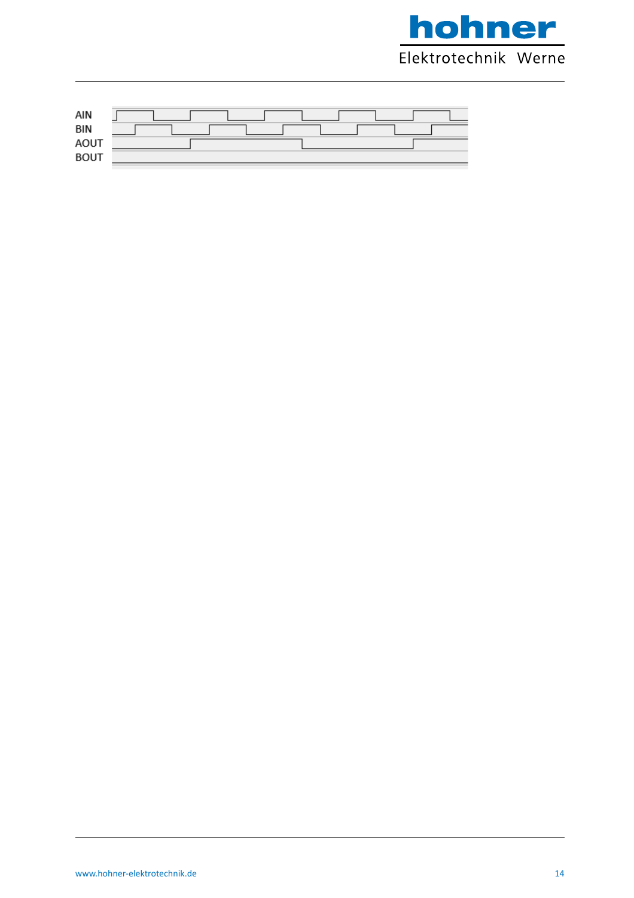AIN

BIN

AOUT

BOUT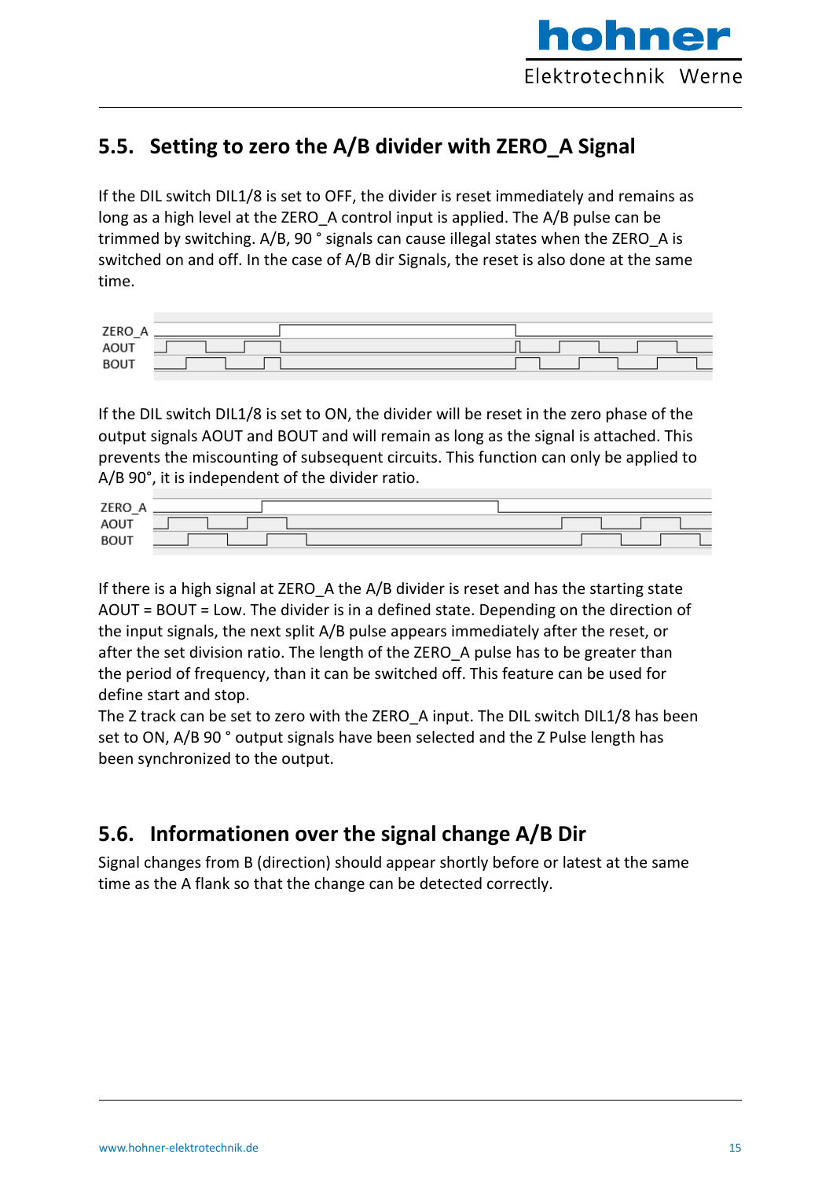## 5.5. Setting to zero the A/B divider with ZERO_A Signal

If the DIL switch DIL1/8 is set to OFF, the divider is reset immediately and remains as long as a high level at the ZERO_A control input is applied. The A/B pulse can be trimmed by switching. A/B, 90 ° signals can cause illegal states when the ZERO_A is switched on and off. In the case of A/B dir Signals, the reset is also done at the same time.

ZERO_A
AOUT
BOUT

If the DIL switch DIL1/8 is set to ON, the divider will be reset in the zero phase of the output signals AOUT and BOUT and will remain as long as the signal is attached. This prevents the miscounting of subsequent circuits. This function can only be applied to A/B 90°, it is independent of the divider ratio.

ZERO_A
AOUT
BOUT

If there is a high signal at ZERO_A the A/B divider is reset and has the starting state AOUT = BOUT = Low. The divider is in a defined state. Depending on the direction of the input signals, the next split A/B pulse appears immediately after the reset, or after the set division ratio. The length of the ZERO_A pulse has to be greater than the period of frequency, than it can be switched off. This feature can be used for define start and stop.
The Z track can be set to zero with the ZERO_A input. The DIL switch DIL1/8 has been set to ON, A/B 90 ° output signals have been selected and the Z Pulse length has been synchronized to the output.

## 5.6. Informationen over the signal change A/B Dir

Signal changes from B (direction) should appear shortly before or latest at the same time as the A flank so that the change can be detected correctly.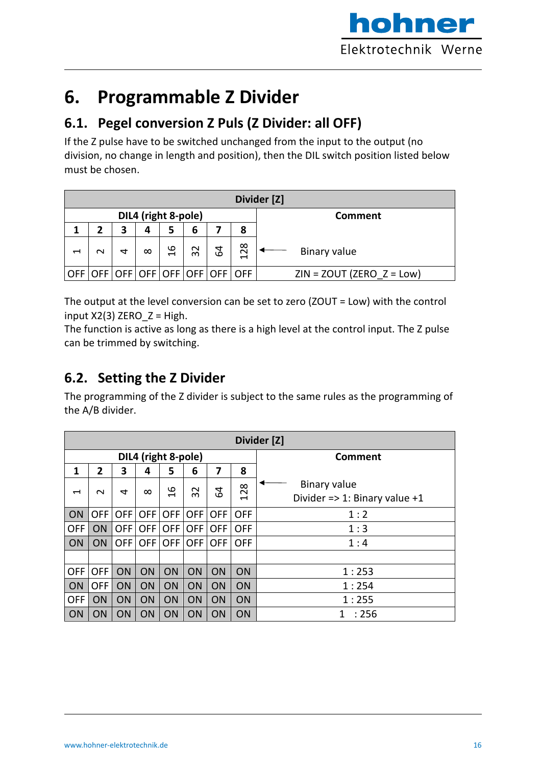# 6. Programmable Z Divider

## 6.1. Pegel conversion Z Puls (Z Divider: all OFF)

If the Z pulse have to be switched unchanged from the input to the output (no division, no change in length and position), then the DIL switch position listed below must be chosen.

| Divider [Z] | | | | | | | | |
|---|---|---|---|---|---|---|---|---|
| DIL4 (right 8-pole) | | | | | | | | Comment |
| 1 | 2 | 3 | 4 | 5 | 6 | 7 | 8 | |
| 1 | 2 | 4 | 8 | 16 | 32 | 64 | 128 | ◄—— Binary value |
| OFF | OFF | OFF | OFF | OFF | OFF | OFF | OFF | ZIN = ZOUT (ZERO_Z = Low) |

The output at the level conversion can be set to zero (ZOUT = Low) with the control input X2(3) ZERO_Z = High.
The function is active as long as there is a high level at the control input. The Z pulse can be trimmed by switching.

## 6.2. Setting the Z Divider

The programming of the Z divider is subject to the same rules as the programming of the A/B divider.

| Divider [Z] | | | | | | | | |
|---|---|---|---|---|---|---|---|---|
| DIL4 (right 8-pole) | | | | | | | | Comment |
| 1 | 2 | 3 | 4 | 5 | 6 | 7 | 8 | |
| 1 | 2 | 4 | 8 | 16 | 32 | 64 | 128 | ◄—— Binary value<br>Divider => 1: Binary value +1 |
| ON | OFF | OFF | OFF | OFF | OFF | OFF | OFF | 1 : 2 |
| OFF | ON | OFF | OFF | OFF | OFF | OFF | OFF | 1 : 3 |
| ON | ON | OFF | OFF | OFF | OFF | OFF | OFF | 1 : 4 |
| | | | | | | | | |
| OFF | OFF | ON | ON | ON | ON | ON | ON | 1 : 253 |
| ON | OFF | ON | ON | ON | ON | ON | ON | 1 : 254 |
| OFF | ON | ON | ON | ON | ON | ON | ON | 1 : 255 |
| ON | ON | ON | ON | ON | ON | ON | ON | 1 : 256 |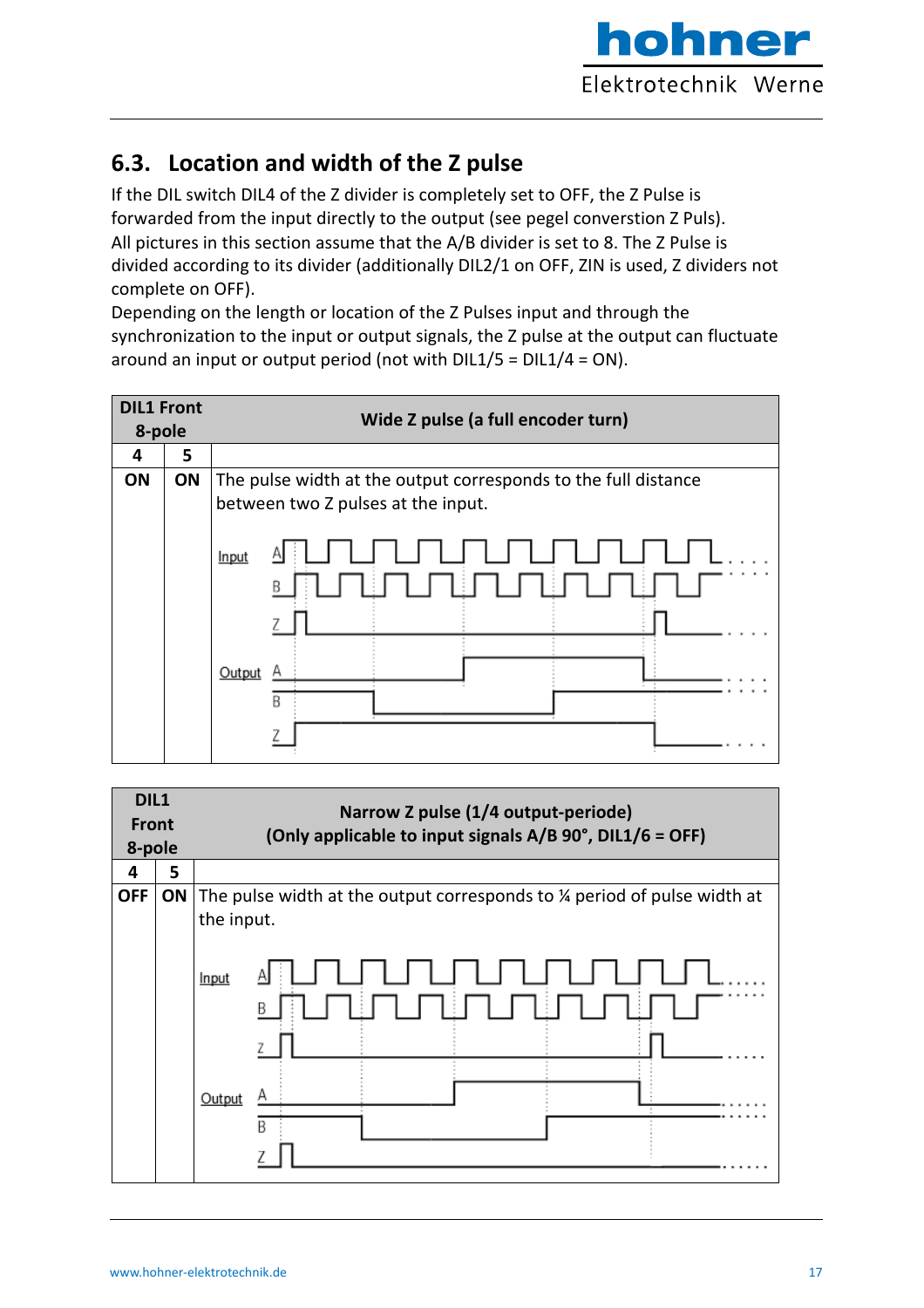## 6.3. Location and width of the Z pulse

If the DIL switch DIL4 of the Z divider is completely set to OFF, the Z Pulse is forwarded from the input directly to the output (see pegel converstion Z Puls).
All pictures in this section assume that the A/B divider is set to 8. The Z Pulse is divided according to its divider (additionally DIL2/1 on OFF, ZIN is used, Z dividers not complete on OFF).
Depending on the length or location of the Z Pulses input and through the synchronization to the input or output signals, the Z pulse at the output can fluctuate around an input or output period (not with DIL1/5 = DIL1/4 = ON).

| DIL1 Front 8-pole | | Wide Z pulse (a full encoder turn) |
|---|---|---|
| **4** | **5** | |
| **ON** | **ON** | The pulse width at the output corresponds to the full distance between two Z pulses at the input. |

| DIL1 Front 8-pole | | Narrow Z pulse (1/4 output-periode) (Only applicable to input signals A/B 90°, DIL1/6 = OFF) |
|---|---|---|
| **4** | **5** | |
| **OFF** | **ON** | The pulse width at the output corresponds to ¼ period of pulse width at the input. |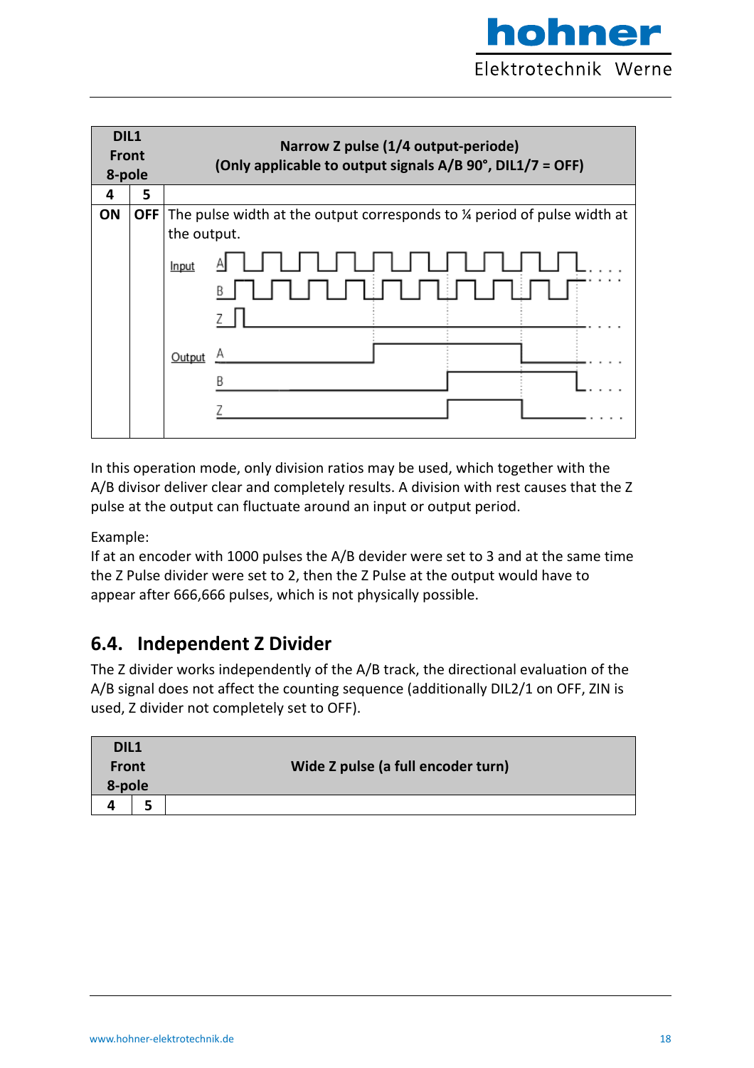| DIL1 Front 8-pole | | Narrow Z pulse (1/4 output-periode) (Only applicable to output signals A/B 90°, DIL1/7 = OFF) |
|---|---|---|
| 4 | 5 | |
| ON | OFF | The pulse width at the output corresponds to ¼ period of pulse width at the output.<br>Input: A, B, Z<br>Output: A, B, Z |

In this operation mode, only division ratios may be used, which together with the A/B divisor deliver clear and completely results. A division with rest causes that the Z pulse at the output can fluctuate around an input or output period.

Example:
If at an encoder with 1000 pulses the A/B devider were set to 3 and at the same time the Z Pulse divider were set to 2, then the Z Pulse at the output would have to appear after 666,666 pulses, which is not physically possible.

## 6.4. Independent Z Divider

The Z divider works independently of the A/B track, the directional evaluation of the A/B signal does not affect the counting sequence (additionally DIL2/1 on OFF, ZIN is used, Z divider not completely set to OFF).

| DIL1 Front 8-pole | | Wide Z pulse (a full encoder turn) |
|---|---|---|
| 4 | 5 | |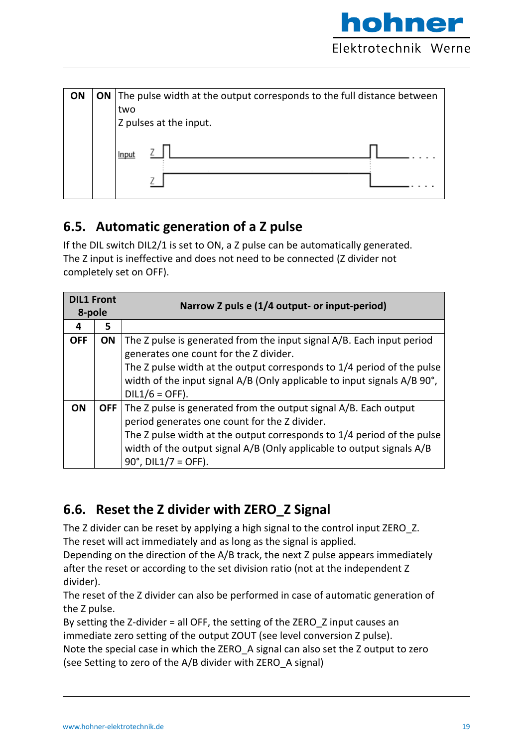| ON | ON | The pulse width at the output corresponds to the full distance between two<br>Z pulses at the input.<br><br>Input Z<br>Z |
|---|---|---|

## 6.5. Automatic generation of a Z pulse

If the DIL switch DIL2/1 is set to ON, a Z pulse can be automatically generated. The Z input is ineffective and does not need to be connected (Z divider not completely set on OFF).

| DIL1 Front 8-pole | | Narrow Z puls e (1/4 output- or input-period) |
|---|---|---|
| 4 | 5 | |
| OFF | ON | The Z pulse is generated from the input signal A/B. Each input period generates one count for the Z divider.<br>The Z pulse width at the output corresponds to 1/4 period of the pulse width of the input signal A/B (Only applicable to input signals A/B 90°, DIL1/6 = OFF). |
| ON | OFF | The Z pulse is generated from the output signal A/B. Each output period generates one count for the Z divider.<br>The Z pulse width at the output corresponds to 1/4 period of the pulse width of the output signal A/B (Only applicable to output signals A/B 90°, DIL1/7 = OFF). |

## 6.6. Reset the Z divider with ZERO_Z Signal

The Z divider can be reset by applying a high signal to the control input ZERO_Z. The reset will act immediately and as long as the signal is applied.
Depending on the direction of the A/B track, the next Z pulse appears immediately after the reset or according to the set division ratio (not at the independent Z divider).
The reset of the Z divider can also be performed in case of automatic generation of the Z pulse.
By setting the Z-divider = all OFF, the setting of the ZERO_Z input causes an immediate zero setting of the output ZOUT (see level conversion Z pulse).
Note the special case in which the ZERO_A signal can also set the Z output to zero (see Setting to zero of the A/B divider with ZERO_A signal)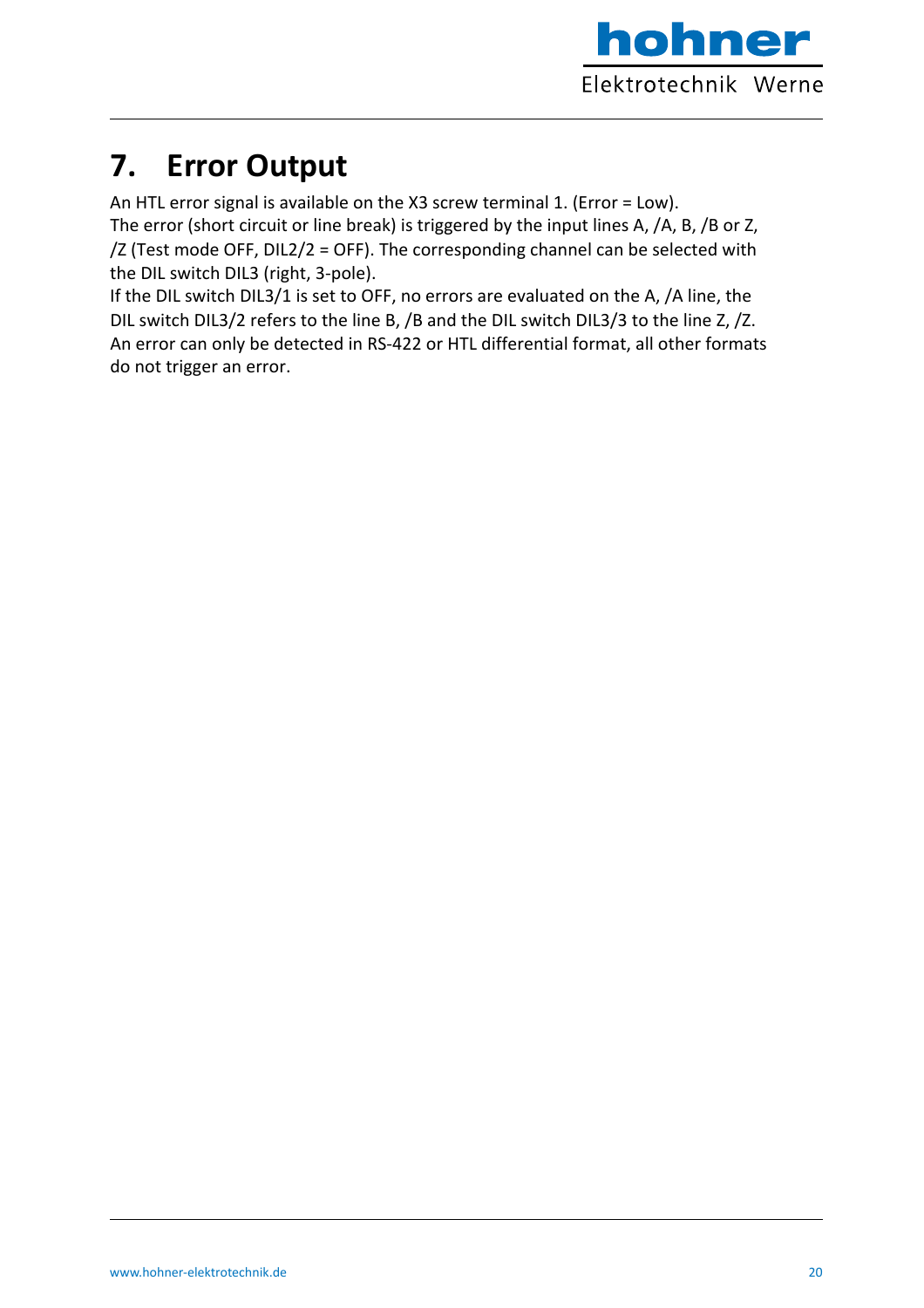# 7. Error Output

An HTL error signal is available on the X3 screw terminal 1. (Error = Low).
The error (short circuit or line break) is triggered by the input lines A, /A, B, /B or Z, /Z (Test mode OFF, DIL2/2 = OFF). The corresponding channel can be selected with the DIL switch DIL3 (right, 3-pole).
If the DIL switch DIL3/1 is set to OFF, no errors are evaluated on the A, /A line, the DIL switch DIL3/2 refers to the line B, /B and the DIL switch DIL3/3 to the line Z, /Z.
An error can only be detected in RS-422 or HTL differential format, all other formats do not trigger an error.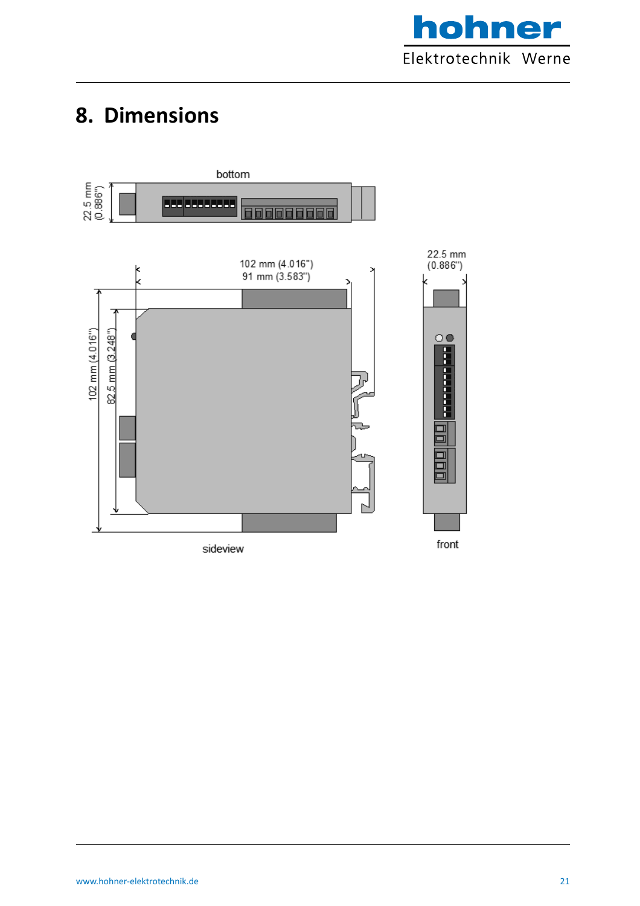# 8. Dimensions

bottom

22.5 mm (0.886")

102 mm (4.016")
91 mm (3.583")

22.5 mm (0.886")

102 mm (4.016")

82.5 mm (3.248")

sideview

front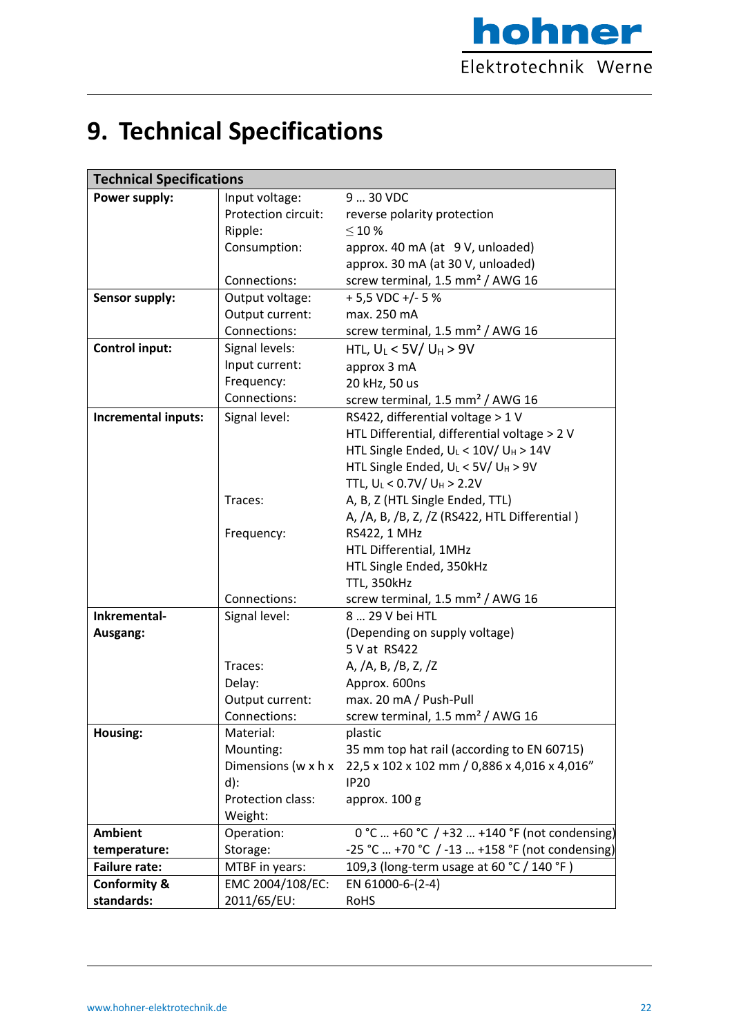# 9. Technical Specifications

| **Technical Specifications** | | |
|---|---|---|
| **Power supply:** | Input voltage:<br>Protection circuit:<br>Ripple:<br>Consumption:<br><br>Connections: | 9 … 30 VDC<br>reverse polarity protection<br>≤ 10 %<br>approx. 40 mA (at 9 V, unloaded)<br>approx. 30 mA (at 30 V, unloaded)<br>screw terminal, 1.5 mm² / AWG 16 |
| **Sensor supply:** | Output voltage:<br>Output current:<br>Connections: | + 5,5 VDC +/- 5 %<br>max. 250 mA<br>screw terminal, 1.5 mm² / AWG 16 |
| **Control input:** | Signal levels:<br>Input current:<br>Frequency:<br>Connections: | HTL, $U_L$ < 5V/ $U_H$ > 9V<br>approx 3 mA<br>20 kHz, 50 us<br>screw terminal, 1.5 mm² / AWG 16 |
| **Incremental inputs:** | Signal level:<br><br><br><br><br>Traces:<br><br>Frequency:<br><br><br><br>Connections: | RS422, differential voltage > 1 V<br>HTL Differential, differential voltage > 2 V<br>HTL Single Ended, $U_L$ < 10V/ $U_H$ > 14V<br>HTL Single Ended, $U_L$ < 5V/ $U_H$ > 9V<br>TTL, $U_L$ < 0.7V/ $U_H$ > 2.2V<br>A, B, Z (HTL Single Ended, TTL)<br>A, /A, B, /B, Z, /Z (RS422, HTL Differential )<br>RS422, 1 MHz<br>HTL Differential, 1MHz<br>HTL Single Ended, 350kHz<br>TTL, 350kHz<br>screw terminal, 1.5 mm² / AWG 16 |
| **Inkremental-Ausgang:** | Signal level:<br><br><br>Traces:<br>Delay:<br>Output current:<br>Connections: | 8 … 29 V bei HTL<br>(Depending on supply voltage)<br>5 V at RS422<br>A, /A, B, /B, Z, /Z<br>Approx. 600ns<br>max. 20 mA / Push-Pull<br>screw terminal, 1.5 mm² / AWG 16 |
| **Housing:** | Material:<br>Mounting:<br>Dimensions (w x h x d):<br>Protection class:<br>Weight: | plastic<br>35 mm top hat rail (according to EN 60715)<br>22,5 x 102 x 102 mm / 0,886 x 4,016 x 4,016”<br>IP20<br>approx. 100 g |
| **Ambient temperature:** | Operation:<br>Storage: | 0 °C … +60 °C / +32 … +140 °F (not condensing)<br>-25 °C … +70 °C / -13 … +158 °F (not condensing) |
| **Failure rate:** | MTBF in years: | 109,3 (long-term usage at 60 °C / 140 °F ) |
| **Conformity & standards:** | EMC 2004/108/EC:<br>2011/65/EU: | EN 61000-6-(2-4)<br>RoHS |